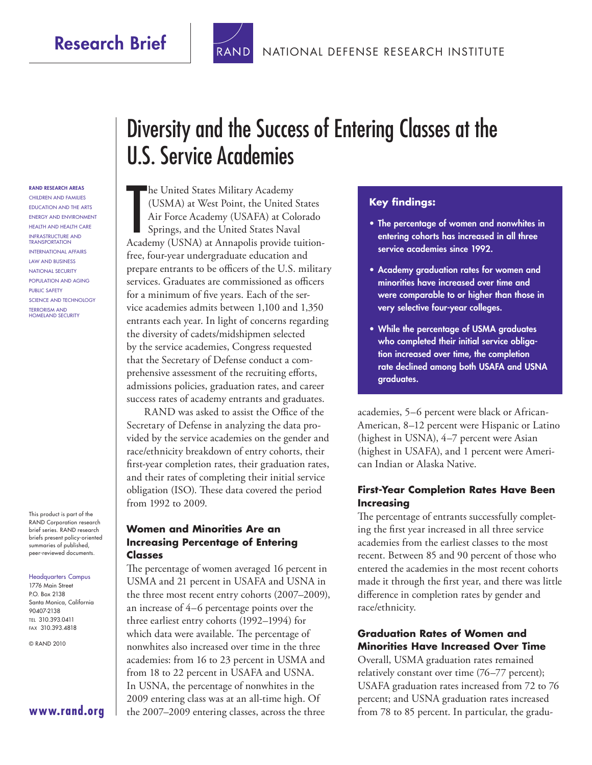Research Brief

RAND NATIONAL DEFENSE RESEARCH INSTITUTE

# Diversity and the Success of Entering Classes at the U.S. Service Academies

The United States Military Academy (USMA) at West Point, the United States Air Force Academy (USAFA) at Colorado Springs, and the United States Naval Academy (USNA) at Annapolis provide tuition-free, four-year undergraduate education and prepare entrants to be officers of the U.S. military services. Graduates are commissioned as officers for a minimum of five years. Each of the service academies admits between 1,100 and 1,350 entrants each year. In light of concerns regarding the diversity of cadets/midshipmen selected by the service academies, Congress requested that the Secretary of Defense conduct a comprehensive assessment of the recruiting efforts, admissions policies, graduation rates, and career success rates of academy entrants and graduates.

RAND was asked to assist the Office of the Secretary of Defense in analyzing the data provided by the service academies on the gender and race/ethnicity breakdown of entry cohorts, their first-year completion rates, their graduation rates, and their rates of completing their initial service obligation (ISO). These data covered the period from 1992 to 2009.

**Key findings:**

- The percentage of women and nonwhites in entering cohorts has increased in all three service academies since 1992.
- Academy graduation rates for women and minorities have increased over time and were comparable to or higher than those in very selective four-year colleges.
- While the percentage of USMA graduates who completed their initial service obligation increased over time, the completion rate declined among both USAFA and USNA graduates.

## Women and Minorities Are an Increasing Percentage of Entering Classes

The percentage of women averaged 16 percent in USMA and 21 percent in USAFA and USNA in the three most recent entry cohorts (2007–2009), an increase of 4–6 percentage points over the three earliest entry cohorts (1992–1994) for which data were available. The percentage of nonwhites also increased over time in the three academies: from 16 to 23 percent in USMA and from 18 to 22 percent in USAFA and USNA. In USNA, the percentage of nonwhites in the 2009 entering class was at an all-time high. Of the 2007–2009 entering classes, across the three academies, 5–6 percent were black or African-American, 8–12 percent were Hispanic or Latino (highest in USNA), 4–7 percent were Asian (highest in USAFA), and 1 percent were American Indian or Alaska Native.

## First-Year Completion Rates Have Been Increasing

The percentage of entrants successfully completing the first year increased in all three service academies from the earliest classes to the most recent. Between 85 and 90 percent of those who entered the academies in the most recent cohorts made it through the first year, and there was little difference in completion rates by gender and race/ethnicity.

## Graduation Rates of Women and Minorities Have Increased Over Time

Overall, USMA graduation rates remained relatively constant over time (76–77 percent); USAFA graduation rates increased from 72 to 76 percent; and USNA graduation rates increased from 78 to 85 percent. In particular, the gradu-

RAND RESEARCH AREAS
CHILDREN AND FAMILIES
EDUCATION AND THE ARTS
ENERGY AND ENVIRONMENT
HEALTH AND HEALTH CARE
INFRASTRUCTURE AND TRANSPORTATION
INTERNATIONAL AFFAIRS
LAW AND BUSINESS
NATIONAL SECURITY
POPULATION AND AGING
PUBLIC SAFETY
SCIENCE AND TECHNOLOGY
TERRORISM AND HOMELAND SECURITY

This product is part of the RAND Corporation research brief series. RAND research briefs present policy-oriented summaries of published, peer-reviewed documents.

Headquarters Campus
1776 Main Street
P.O. Box 2138
Santa Monica, California 90407-2138
TEL 310.393.0411
FAX 310.393.4818

© RAND 2010

**www.rand.org**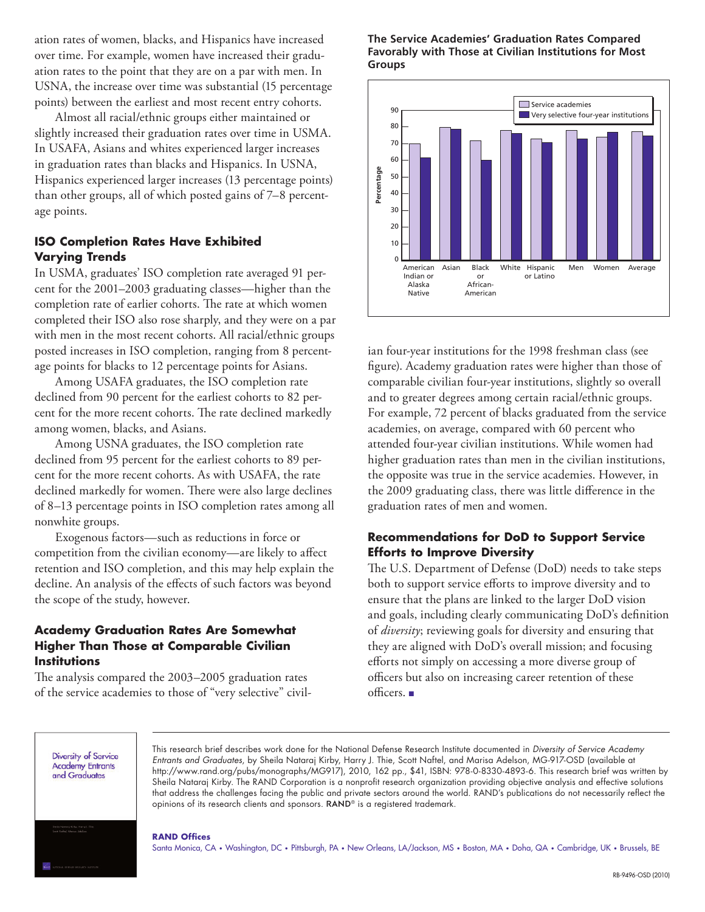ation rates of women, blacks, and Hispanics have increased over time. For example, women have increased their graduation rates to the point that they are on a par with men. In USNA, the increase over time was substantial (15 percentage points) between the earliest and most recent entry cohorts.

Almost all racial/ethnic groups either maintained or slightly increased their graduation rates over time in USMA. In USAFA, Asians and whites experienced larger increases in graduation rates than blacks and Hispanics. In USNA, Hispanics experienced larger increases (13 percentage points) than other groups, all of which posted gains of 7–8 percentage points.

### ISO Completion Rates Have Exhibited Varying Trends

In USMA, graduates' ISO completion rate averaged 91 percent for the 2001–2003 graduating classes—higher than the completion rate of earlier cohorts. The rate at which women completed their ISO also rose sharply, and they were on a par with men in the most recent cohorts. All racial/ethnic groups posted increases in ISO completion, ranging from 8 percentage points for blacks to 12 percentage points for Asians.

Among USAFA graduates, the ISO completion rate declined from 90 percent for the earliest cohorts to 82 percent for the more recent cohorts. The rate declined markedly among women, blacks, and Asians.

Among USNA graduates, the ISO completion rate declined from 95 percent for the earliest cohorts to 89 percent for the more recent cohorts. As with USAFA, the rate declined markedly for women. There were also large declines of 8–13 percentage points in ISO completion rates among all nonwhite groups.

Exogenous factors—such as reductions in force or competition from the civilian economy—are likely to affect retention and ISO completion, and this may help explain the decline. An analysis of the effects of such factors was beyond the scope of the study, however.

### Academy Graduation Rates Are Somewhat Higher Than Those at Comparable Civilian Institutions

The analysis compared the 2003–2005 graduation rates of the service academies to those of "very selective" civilian four-year institutions for the 1998 freshman class (see figure). Academy graduation rates were higher than those of comparable civilian four-year institutions, slightly so overall and to greater degrees among certain racial/ethnic groups. For example, 72 percent of blacks graduated from the service academies, on average, compared with 60 percent who attended four-year civilian institutions. While women had higher graduation rates than men in the civilian institutions, the opposite was true in the service academies. However, in the 2009 graduating class, there was little difference in the graduation rates of men and women.

**The Service Academies' Graduation Rates Compared Favorably with Those at Civilian Institutions for Most Groups**

### Recommendations for DoD to Support Service Efforts to Improve Diversity

The U.S. Department of Defense (DoD) needs to take steps both to support service efforts to improve diversity and to ensure that the plans are linked to the larger DoD vision and goals, including clearly communicating DoD's definition of *diversity*; reviewing goals for diversity and ensuring that they are aligned with DoD's overall mission; and focusing efforts not simply on accessing a more diverse group of officers but also on increasing career retention of these officers. ■

---

This research brief describes work done for the National Defense Research Institute documented in *Diversity of Service Academy Entrants and Graduates*, by Sheila Nataraj Kirby, Harry J. Thie, Scott Naftel, and Marisa Adelson, MG-917-OSD (available at http://www.rand.org/pubs/monographs/MG917), 2010, 162 pp., $41, ISBN: 978-0-8330-4893-6. This research brief was written by Sheila Nataraj Kirby. The RAND Corporation is a nonprofit research organization providing objective analysis and effective solutions that address the challenges facing the public and private sectors around the world. RAND's publications do not necessarily reflect the opinions of its research clients and sponsors. RAND® is a registered trademark.

**RAND Offices**

Santa Monica, CA • Washington, DC • Pittsburgh, PA • New Orleans, LA/Jackson, MS • Boston, MA • Doha, QA • Cambridge, UK • Brussels, BE

RB-9496-OSD (2010)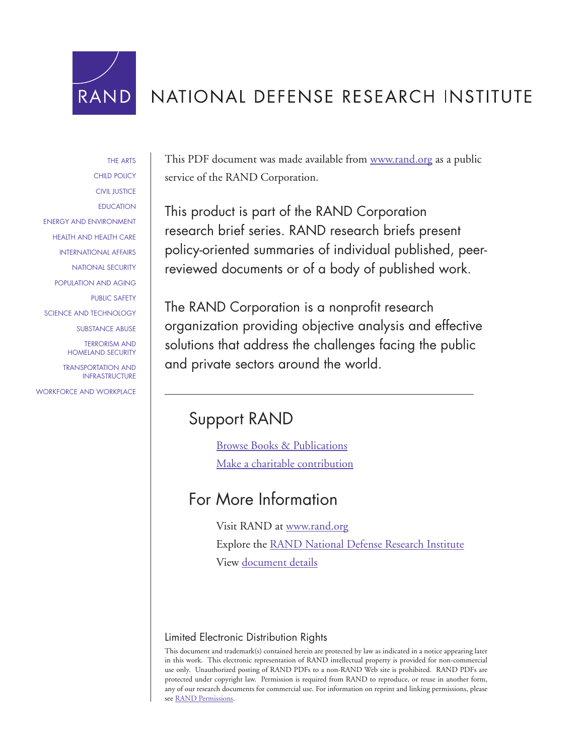RAND NATIONAL DEFENSE RESEARCH INSTITUTE

THE ARTS
CHILD POLICY
CIVIL JUSTICE
EDUCATION
ENERGY AND ENVIRONMENT
HEALTH AND HEALTH CARE
INTERNATIONAL AFFAIRS
NATIONAL SECURITY
POPULATION AND AGING
PUBLIC SAFETY
SCIENCE AND TECHNOLOGY
SUBSTANCE ABUSE
TERRORISM AND HOMELAND SECURITY
TRANSPORTATION AND INFRASTRUCTURE
WORKFORCE AND WORKPLACE

This PDF document was made available from www.rand.org as a public service of the RAND Corporation.

This product is part of the RAND Corporation research brief series. RAND research briefs present policy-oriented summaries of individual published, peer-reviewed documents or of a body of published work.

The RAND Corporation is a nonprofit research organization providing objective analysis and effective solutions that address the challenges facing the public and private sectors around the world.

## Support RAND

Browse Books & Publications

Make a charitable contribution

## For More Information

Visit RAND at www.rand.org

Explore the RAND National Defense Research Institute

View document details

### Limited Electronic Distribution Rights

This document and trademark(s) contained herein are protected by law as indicated in a notice appearing later in this work. This electronic representation of RAND intellectual property is provided for non-commercial use only. Unauthorized posting of RAND PDFs to a non-RAND Web site is prohibited. RAND PDFs are protected under copyright law. Permission is required from RAND to reproduce, or reuse in another form, any of our research documents for commercial use. For information on reprint and linking permissions, please see RAND Permissions.